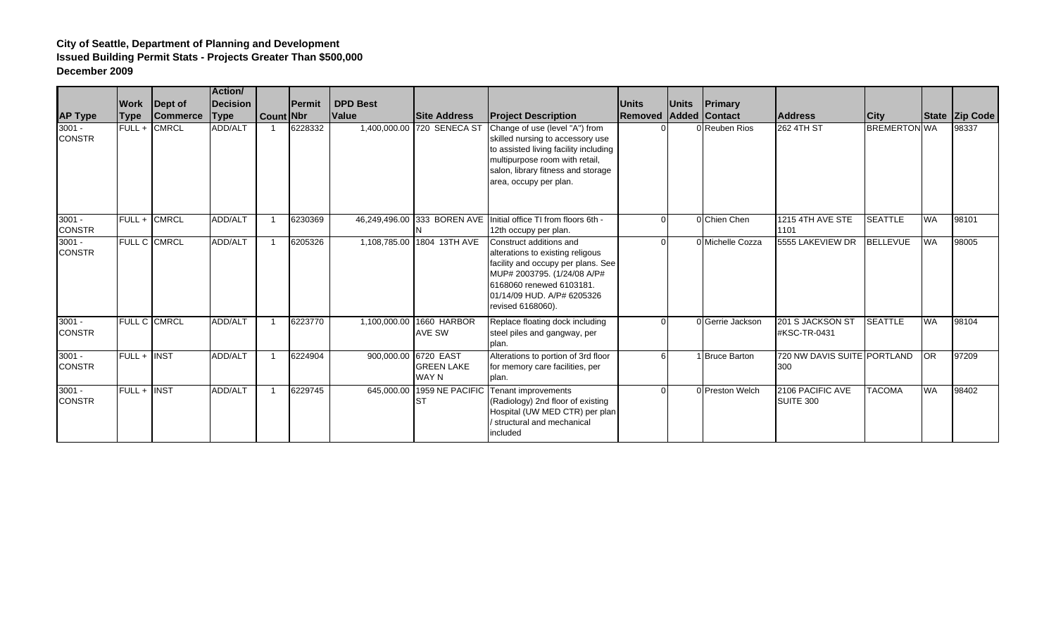**City of Seattle, Department of Planning and Development**
**Issued Building Permit Stats - Projects Greater Than $500,000**
**December 2009**

| AP Type | Work Type | Dept of Commerce | Action/ Decision Type | Count | Permit Nbr | DPD Best Value | Site Address | Project Description | Units Removed | Units Added | Primary Contact | Address | City | State | Zip Code |
|---|---|---|---|---|---|---|---|---|---|---|---|---|---|---|---|
| 3001 - CONSTR | FULL + | CMRCL | ADD/ALT | 1 | 6228332 | 1,400,000.00 | 720 SENECA ST | Change of use (level "A") from skilled nursing to accessory use to assisted living facility including multipurpose room with retail, salon, library fitness and storage area, occupy per plan. | 0 | 0 | Reuben Rios | 262 4TH ST | BREMERTON | WA | 98337 |
| 3001 - CONSTR | FULL + | CMRCL | ADD/ALT | 1 | 6230369 | 46,249,496.00 | 333 BOREN AVE N | Initial office TI from floors 6th - 12th occupy per plan. | 0 | 0 | Chien Chen | 1215 4TH AVE STE 1101 | SEATTLE | WA | 98101 |
| 3001 - CONSTR | FULL C | CMRCL | ADD/ALT | 1 | 6205326 | 1,108,785.00 | 1804 13TH AVE | Construct additions and alterations to existing religous facility and occupy per plans. See MUP# 2003795. (1/24/08 A/P# 6168060 renewed 6103181. 01/14/09 HUD. A/P# 6205326 revised 6168060). | 0 | 0 | Michelle Cozza | 5555 LAKEVIEW DR | BELLEVUE | WA | 98005 |
| 3001 - CONSTR | FULL C | CMRCL | ADD/ALT | 1 | 6223770 | 1,100,000.00 | 1660 HARBOR AVE SW | Replace floating dock including steel piles and gangway, per plan. | 0 | 0 | Gerrie Jackson | 201 S JACKSON ST #KSC-TR-0431 | SEATTLE | WA | 98104 |
| 3001 - CONSTR | FULL + | INST | ADD/ALT | 1 | 6224904 | 900,000.00 | 6720 EAST GREEN LAKE WAY N | Alterations to portion of 3rd floor for memory care facilities, per plan. | 6 | 1 | Bruce Barton | 720 NW DAVIS SUITE 300 | PORTLAND | OR | 97209 |
| 3001 - CONSTR | FULL + | INST | ADD/ALT | 1 | 6229745 | 645,000.00 | 1959 NE PACIFIC ST | Tenant improvements (Radiology) 2nd floor of existing Hospital (UW MED CTR) per plan / structural and mechanical included | 0 | 0 | Preston Welch | 2106 PACIFIC AVE SUITE 300 | TACOMA | WA | 98402 |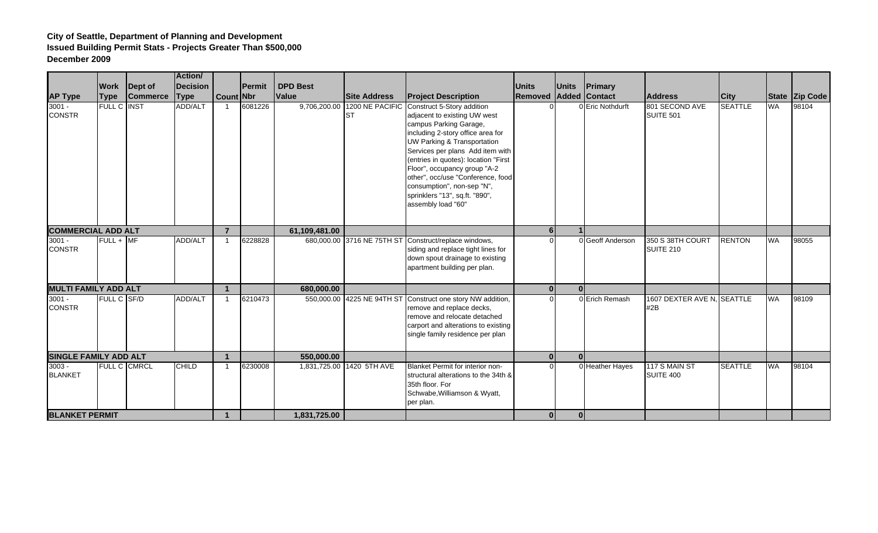**City of Seattle, Department of Planning and Development**
**Issued Building Permit Stats - Projects Greater Than $500,000**
**December 2009**

| AP Type | Work Type | Dept of Commerce | Action/ Decision Type | Count | Permit Nbr | DPD Best Value | Site Address | Project Description | Units Removed | Units Added | Primary Contact | Address | City | State | Zip Code |
|---|---|---|---|---|---|---|---|---|---|---|---|---|---|---|---|
| 3001 - CONSTR | FULL C | INST | ADD/ALT | 1 | 6081226 | 9,706,200.00 | 1200 NE PACIFIC ST | Construct 5-Story addition adjacent to existing UW west campus Parking Garage, including 2-story office area for UW Parking & Transportation Services per plans Add item with (entries in quotes): location "First Floor", occupancy group "A-2 other", occ/use "Conference, food consumption", non-sep "N", sprinklers "13", sq.ft. "890", assembly load "60" | 0 | 0 | Eric Nothdurft | 801 SECOND AVE SUITE 501 | SEATTLE | WA | 98104 |
| **COMMERCIAL ADD ALT** | | | | **7** | | **61,109,481.00** | | | **6** | **1** | | | | | |
| 3001 - CONSTR | FULL + | MF | ADD/ALT | 1 | 6228828 | 680,000.00 | 3716 NE 75TH ST | Construct/replace windows, siding and replace tight lines for down spout drainage to existing apartment building per plan. | 0 | 0 | Geoff Anderson | 350 S 38TH COURT SUITE 210 | RENTON | WA | 98055 |
| **MULTI FAMILY ADD ALT** | | | | **1** | | **680,000.00** | | | **0** | **0** | | | | | |
| 3001 - CONSTR | FULL C | SF/D | ADD/ALT | 1 | 6210473 | 550,000.00 | 4225 NE 94TH ST | Construct one story NW addition, remove and replace decks, remove and relocate detached carport and alterations to existing single family residence per plan | 0 | 0 | Erich Remash | 1607 DEXTER AVE N, #2B | SEATTLE | WA | 98109 |
| **SINGLE FAMILY ADD ALT** | | | | **1** | | **550,000.00** | | | **0** | **0** | | | | | |
| 3003 - BLANKET | FULL C | CMRCL | CHILD | 1 | 6230008 | 1,831,725.00 | 1420 5TH AVE | Blanket Permit for interior non-structural alterations to the 34th & 35th floor. For Schwabe,Williamson & Wyatt, per plan. | 0 | 0 | Heather Hayes | 117 S MAIN ST SUITE 400 | SEATTLE | WA | 98104 |
| **BLANKET PERMIT** | | | | **1** | | **1,831,725.00** | | | **0** | **0** | | | | | |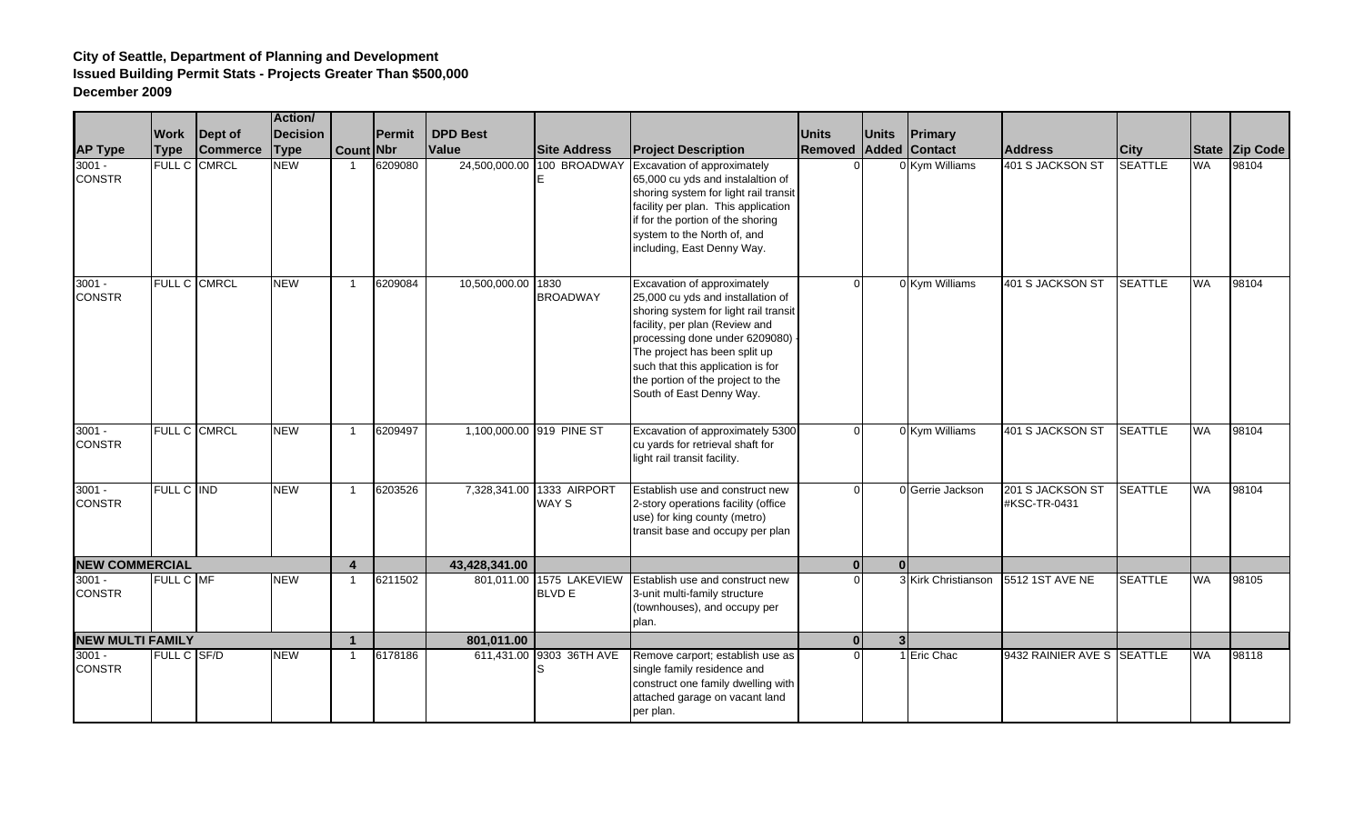**City of Seattle, Department of Planning and Development**
**Issued Building Permit Stats - Projects Greater Than $500,000**
**December 2009**

| AP Type | Work Type | Dept of Commerce | Action/ Decision Type | Count | Permit Nbr | DPD Best Value | Site Address | Project Description | Units Removed | Units Added | Primary Contact | Address | City | State | Zip Code |
|---|---|---|---|---|---|---|---|---|---|---|---|---|---|---|---|
| 3001 - CONSTR | FULL C | CMRCL | NEW | 1 | 6209080 | 24,500,000.00 | 100 BROADWAY E | Excavation of approximately 65,000 cu yds and instalaltion of shoring system for light rail transit facility per plan. This application if for the portion of the shoring system to the North of, and including, East Denny Way. | 0 | 0 | Kym Williams | 401 S JACKSON ST | SEATTLE | WA | 98104 |
| 3001 - CONSTR | FULL C | CMRCL | NEW | 1 | 6209084 | 10,500,000.00 | 1830 BROADWAY | Excavation of approximately 25,000 cu yds and installation of shoring system for light rail transit facility, per plan (Review and processing done under 6209080) - The project has been split up such that this application is for the portion of the project to the South of East Denny Way. | 0 | 0 | Kym Williams | 401 S JACKSON ST | SEATTLE | WA | 98104 |
| 3001 - CONSTR | FULL C | CMRCL | NEW | 1 | 6209497 | 1,100,000.00 | 919 PINE ST | Excavation of approximately 5300 cu yards for retrieval shaft for light rail transit facility. | 0 | 0 | Kym Williams | 401 S JACKSON ST | SEATTLE | WA | 98104 |
| 3001 - CONSTR | FULL C | IND | NEW | 1 | 6203526 | 7,328,341.00 | 1333 AIRPORT WAY S | Establish use and construct new 2-story operations facility (office use) for king county (metro) transit base and occupy per plan | 0 | 0 | Gerrie Jackson | 201 S JACKSON ST #KSC-TR-0431 | SEATTLE | WA | 98104 |
| **NEW COMMERCIAL** | | | | **4** | | **43,428,341.00** | | | **0** | **0** | | | | | |
| 3001 - CONSTR | FULL C | MF | NEW | 1 | 6211502 | 801,011.00 | 1575 LAKEVIEW BLVD E | Establish use and construct new 3-unit multi-family structure (townhouses), and occupy per plan. | 0 | 3 | Kirk Christianson | 5512 1ST AVE NE | SEATTLE | WA | 98105 |
| **NEW MULTI FAMILY** | | | | **1** | | **801,011.00** | | | **0** | **3** | | | | | |
| 3001 - CONSTR | FULL C | SF/D | NEW | 1 | 6178186 | 611,431.00 | 9303 36TH AVE S | Remove carport; establish use as single family residence and construct one family dwelling with attached garage on vacant land per plan. | 0 | 1 | Eric Chac | 9432 RAINIER AVE S | SEATTLE | WA | 98118 |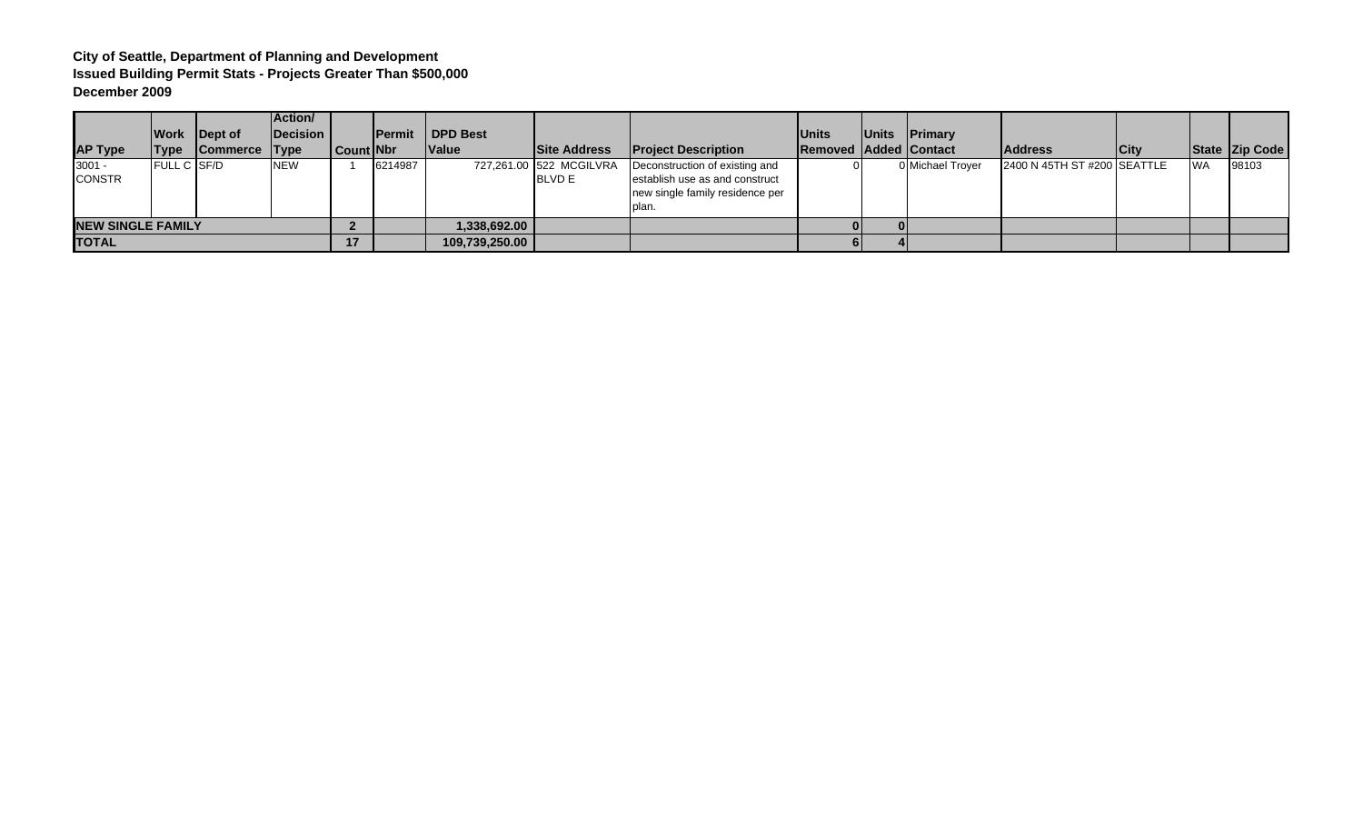**City of Seattle, Department of Planning and Development**
**Issued Building Permit Stats - Projects Greater Than $500,000**
**December 2009**

| AP Type | Work Type | Dept of Commerce | Action/ Decision Type | Count | Permit Nbr | DPD Best Value | Site Address | Project Description | Units Removed | Units Added | Primary Contact | Address | City | State | Zip Code |
|---|---|---|---|---|---|---|---|---|---|---|---|---|---|---|---|
| 3001 - CONSTR | FULL C | SF/D | NEW | 1 | 6214987 | 727,261.00 | 522 MCGILVRA BLVD E | Deconstruction of existing and establish use as and construct new single family residence per plan. | 0 | 0 | Michael Troyer | 2400 N 45TH ST #200 | SEATTLE | WA | 98103 |
| **NEW SINGLE FAMILY** | | | | **2** | | **1,338,692.00** | | | **0** | **0** | | | | | |
| **TOTAL** | | | | **17** | | **109,739,250.00** | | | **6** | **4** | | | | | |